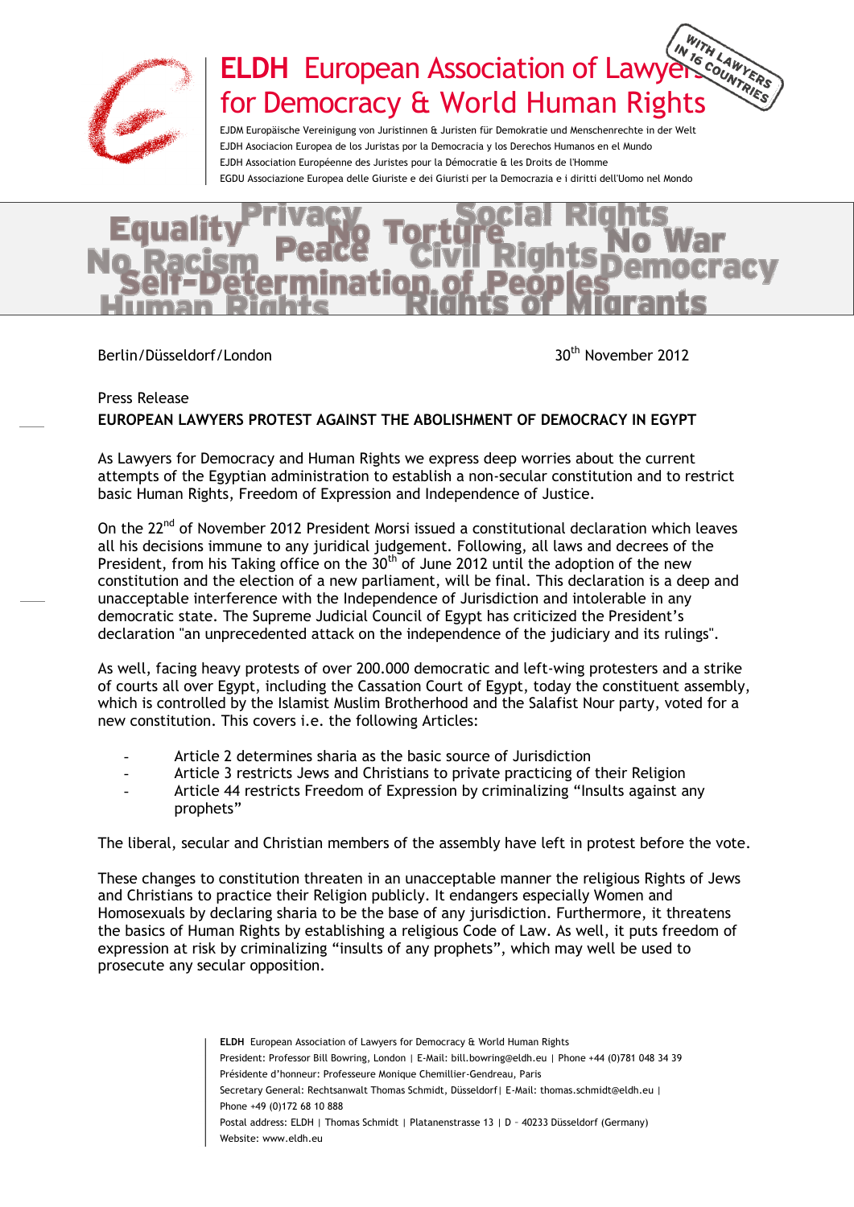# ELDH European Association of Lawyers for Democracy & World Human Rights

WITH LAWYERS IN 16 COUNTRIES

EJDM Europäische Vereinigung von Juristinnen & Juristen für Demokratie und Menschenrechte in der Welt
EJDH Asociacion Europea de los Juristas por la Democracia y los Derechos Humanos en el Mundo
EJDH Association Européenne des Juristes pour la Démocratie & les Droits de l'Homme
EGDU Associazione Europea delle Giuriste e dei Giuristi per la Democrazia e i diritti dell'Uomo nel Mondo

Equality Privacy No Torture Social Rights No War Peace Civil Rights Democracy No Racism Self-Determination of Peoples Human Rights Rights of Migrants

Berlin/Düsseldorf/London

30th November 2012

Press Release

**EUROPEAN LAWYERS PROTEST AGAINST THE ABOLISHMENT OF DEMOCRACY IN EGYPT**

As Lawyers for Democracy and Human Rights we express deep worries about the current attempts of the Egyptian administration to establish a non-secular constitution and to restrict basic Human Rights, Freedom of Expression and Independence of Justice.

On the 22nd of November 2012 President Morsi issued a constitutional declaration which leaves all his decisions immune to any juridical judgement. Following, all laws and decrees of the President, from his Taking office on the 30th of June 2012 until the adoption of the new constitution and the election of a new parliament, will be final. This declaration is a deep and unacceptable interference with the Independence of Jurisdiction and intolerable in any democratic state. The Supreme Judicial Council of Egypt has criticized the President's declaration "an unprecedented attack on the independence of the judiciary and its rulings".

As well, facing heavy protests of over 200.000 democratic and left-wing protesters and a strike of courts all over Egypt, including the Cassation Court of Egypt, today the constituent assembly, which is controlled by the Islamist Muslim Brotherhood and the Salafist Nour party, voted for a new constitution. This covers i.e. the following Articles:

- Article 2 determines sharia as the basic source of Jurisdiction
- Article 3 restricts Jews and Christians to private practicing of their Religion
- Article 44 restricts Freedom of Expression by criminalizing "Insults against any prophets"

The liberal, secular and Christian members of the assembly have left in protest before the vote.

These changes to constitution threaten in an unacceptable manner the religious Rights of Jews and Christians to practice their Religion publicly. It endangers especially Women and Homosexuals by declaring sharia to be the base of any jurisdiction. Furthermore, it threatens the basics of Human Rights by establishing a religious Code of Law. As well, it puts freedom of expression at risk by criminalizing "insults of any prophets", which may well be used to prosecute any secular opposition.

**ELDH** European Association of Lawyers for Democracy & World Human Rights
President: Professor Bill Bowring, London | E-Mail: bill.bowring@eldh.eu | Phone +44 (0)781 048 34 39
Présidente d'honneur: Professeure Monique Chemillier-Gendreau, Paris
Secretary General: Rechtsanwalt Thomas Schmidt, Düsseldorf| E-Mail: thomas.schmidt@eldh.eu | Phone +49 (0)172 68 10 888
Postal address: ELDH | Thomas Schmidt | Platanenstrasse 13 | D – 40233 Düsseldorf (Germany)
Website: www.eldh.eu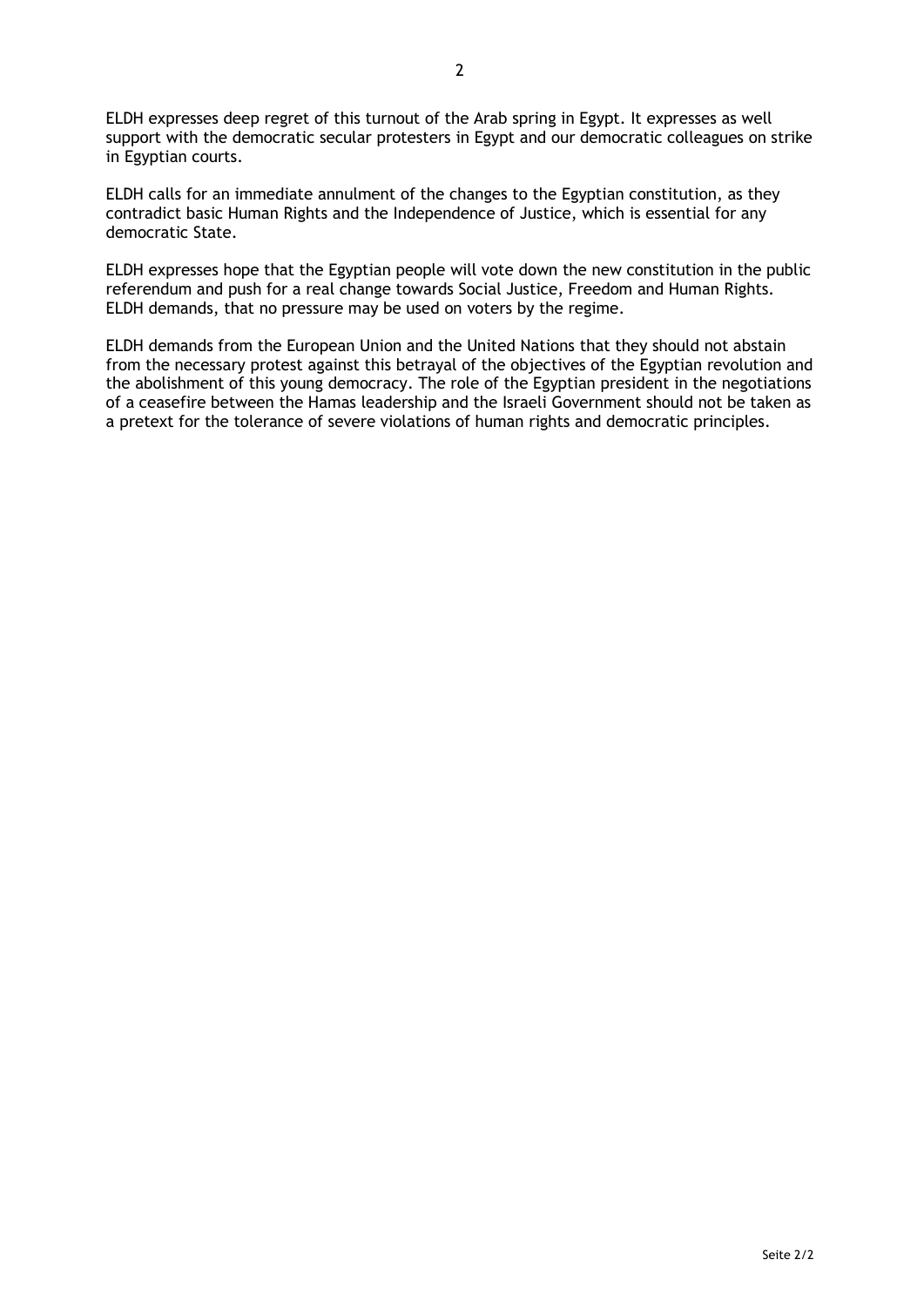ELDH expresses deep regret of this turnout of the Arab spring in Egypt. It expresses as well support with the democratic secular protesters in Egypt and our democratic colleagues on strike in Egyptian courts.

ELDH calls for an immediate annulment of the changes to the Egyptian constitution, as they contradict basic Human Rights and the Independence of Justice, which is essential for any democratic State.

ELDH expresses hope that the Egyptian people will vote down the new constitution in the public referendum and push for a real change towards Social Justice, Freedom and Human Rights. ELDH demands, that no pressure may be used on voters by the regime.

ELDH demands from the European Union and the United Nations that they should not abstain from the necessary protest against this betrayal of the objectives of the Egyptian revolution and the abolishment of this young democracy. The role of the Egyptian president in the negotiations of a ceasefire between the Hamas leadership and the Israeli Government should not be taken as a pretext for the tolerance of severe violations of human rights and democratic principles.